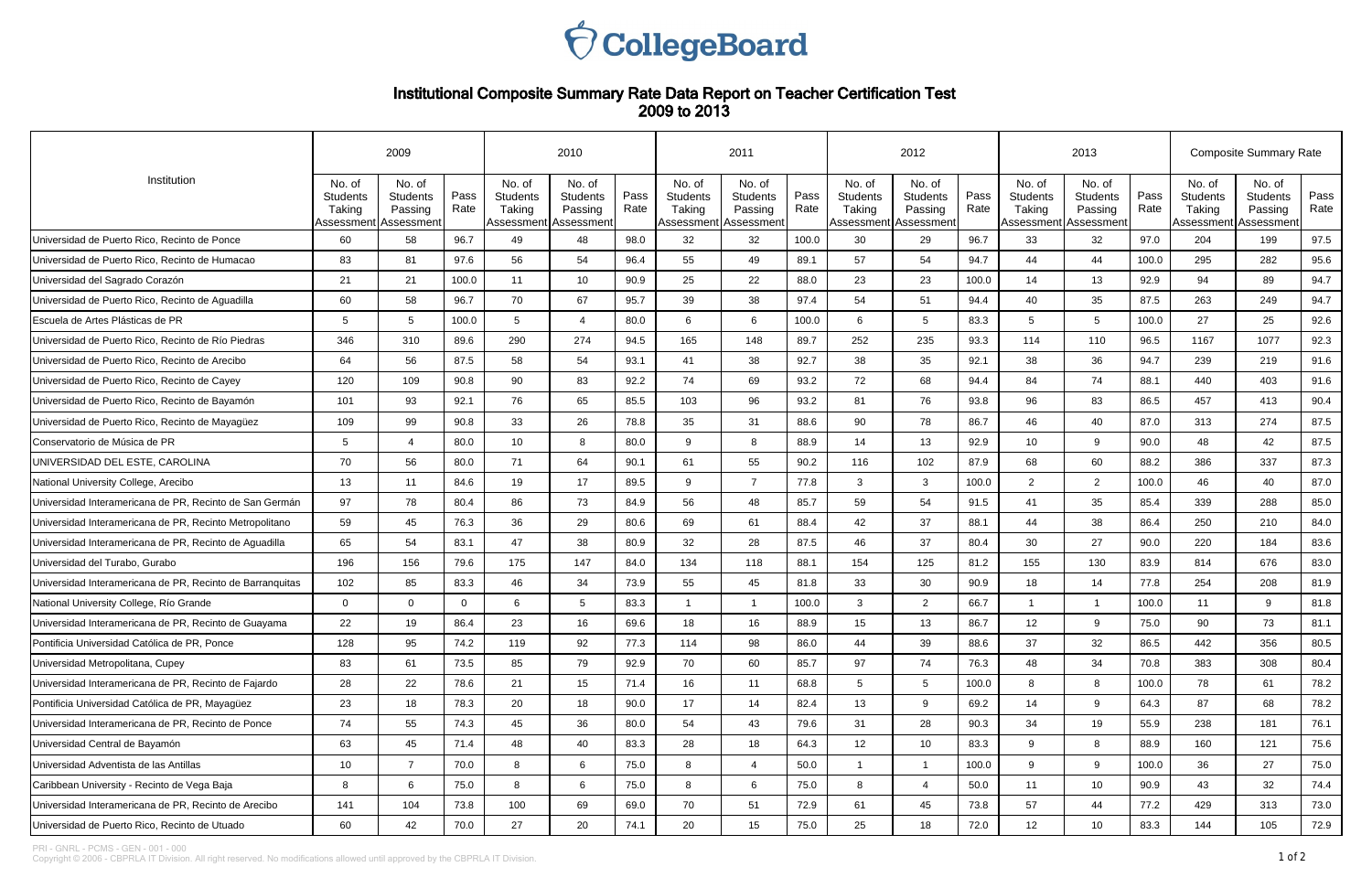CollegeBoard

# Institutional Composite Summary Rate Data Report on Teacher Certification Test

## 2009 to 2013

| Institution | 2009 | | | 2010 | | | 2011 | | | 2012 | | | 2013 | | | Composite Summary Rate | | |
|---|---|---|---|---|---|---|---|---|---|---|---|---|---|---|---|---|---|---|
| | No. of Students Taking Assessment | No. of Students Passing Assessment | Pass Rate | No. of Students Taking Assessment | No. of Students Passing Assessment | Pass Rate | No. of Students Taking Assessment | No. of Students Passing Assessment | Pass Rate | No. of Students Taking Assessment | No. of Students Passing Assessment | Pass Rate | No. of Students Taking Assessment | No. of Students Passing Assessment | Pass Rate | No. of Students Taking Assessment | No. of Students Passing Assessment | Pass Rate |
| Universidad de Puerto Rico, Recinto de Ponce | 60 | 58 | 96.7 | 49 | 48 | 98.0 | 32 | 32 | 100.0 | 30 | 29 | 96.7 | 33 | 32 | 97.0 | 204 | 199 | 97.5 |
| Universidad de Puerto Rico, Recinto de Humacao | 83 | 81 | 97.6 | 56 | 54 | 96.4 | 55 | 49 | 89.1 | 57 | 54 | 94.7 | 44 | 44 | 100.0 | 295 | 282 | 95.6 |
| Universidad del Sagrado Corazón | 21 | 21 | 100.0 | 11 | 10 | 90.9 | 25 | 22 | 88.0 | 23 | 23 | 100.0 | 14 | 13 | 92.9 | 94 | 89 | 94.7 |
| Universidad de Puerto Rico, Recinto de Aguadilla | 60 | 58 | 96.7 | 70 | 67 | 95.7 | 39 | 38 | 97.4 | 54 | 51 | 94.4 | 40 | 35 | 87.5 | 263 | 249 | 94.7 |
| Escuela de Artes Plásticas de PR | 5 | 5 | 100.0 | 5 | 4 | 80.0 | 6 | 6 | 100.0 | 6 | 5 | 83.3 | 5 | 5 | 100.0 | 27 | 25 | 92.6 |
| Universidad de Puerto Rico, Recinto de Río Piedras | 346 | 310 | 89.6 | 290 | 274 | 94.5 | 165 | 148 | 89.7 | 252 | 235 | 93.3 | 114 | 110 | 96.5 | 1167 | 1077 | 92.3 |
| Universidad de Puerto Rico, Recinto de Arecibo | 64 | 56 | 87.5 | 58 | 54 | 93.1 | 41 | 38 | 92.7 | 38 | 35 | 92.1 | 38 | 36 | 94.7 | 239 | 219 | 91.6 |
| Universidad de Puerto Rico, Recinto de Cayey | 120 | 109 | 90.8 | 90 | 83 | 92.2 | 74 | 69 | 93.2 | 72 | 68 | 94.4 | 84 | 74 | 88.1 | 440 | 403 | 91.6 |
| Universidad de Puerto Rico, Recinto de Bayamón | 101 | 93 | 92.1 | 76 | 65 | 85.5 | 103 | 96 | 93.2 | 81 | 76 | 93.8 | 96 | 83 | 86.5 | 457 | 413 | 90.4 |
| Universidad de Puerto Rico, Recinto de Mayagüez | 109 | 99 | 90.8 | 33 | 26 | 78.8 | 35 | 31 | 88.6 | 90 | 78 | 86.7 | 46 | 40 | 87.0 | 313 | 274 | 87.5 |
| Conservatorio de Música de PR | 5 | 4 | 80.0 | 10 | 8 | 80.0 | 9 | 8 | 88.9 | 14 | 13 | 92.9 | 10 | 9 | 90.0 | 48 | 42 | 87.5 |
| UNIVERSIDAD DEL ESTE, CAROLINA | 70 | 56 | 80.0 | 71 | 64 | 90.1 | 61 | 55 | 90.2 | 116 | 102 | 87.9 | 68 | 60 | 88.2 | 386 | 337 | 87.3 |
| National University College, Arecibo | 13 | 11 | 84.6 | 19 | 17 | 89.5 | 9 | 7 | 77.8 | 3 | 3 | 100.0 | 2 | 2 | 100.0 | 46 | 40 | 87.0 |
| Universidad Interamericana de PR, Recinto de San Germán | 97 | 78 | 80.4 | 86 | 73 | 84.9 | 56 | 48 | 85.7 | 59 | 54 | 91.5 | 41 | 35 | 85.4 | 339 | 288 | 85.0 |
| Universidad Interamericana de PR, Recinto Metropolitano | 59 | 45 | 76.3 | 36 | 29 | 80.6 | 69 | 61 | 88.4 | 42 | 37 | 88.1 | 44 | 38 | 86.4 | 250 | 210 | 84.0 |
| Universidad Interamericana de PR, Recinto de Aguadilla | 65 | 54 | 83.1 | 47 | 38 | 80.9 | 32 | 28 | 87.5 | 46 | 37 | 80.4 | 30 | 27 | 90.0 | 220 | 184 | 83.6 |
| Universidad del Turabo, Gurabo | 196 | 156 | 79.6 | 175 | 147 | 84.0 | 134 | 118 | 88.1 | 154 | 125 | 81.2 | 155 | 130 | 83.9 | 814 | 676 | 83.0 |
| Universidad Interamericana de PR, Recinto de Barranquitas | 102 | 85 | 83.3 | 46 | 34 | 73.9 | 55 | 45 | 81.8 | 33 | 30 | 90.9 | 18 | 14 | 77.8 | 254 | 208 | 81.9 |
| National University College, Río Grande | 0 | 0 | 0 | 6 | 5 | 83.3 | 1 | 1 | 100.0 | 3 | 2 | 66.7 | 1 | 1 | 100.0 | 11 | 9 | 81.8 |
| Universidad Interamericana de PR, Recinto de Guayama | 22 | 19 | 86.4 | 23 | 16 | 69.6 | 18 | 16 | 88.9 | 15 | 13 | 86.7 | 12 | 9 | 75.0 | 90 | 73 | 81.1 |
| Pontificia Universidad Católica de PR, Ponce | 128 | 95 | 74.2 | 119 | 92 | 77.3 | 114 | 98 | 86.0 | 44 | 39 | 88.6 | 37 | 32 | 86.5 | 442 | 356 | 80.5 |
| Universidad Metropolitana, Cupey | 83 | 61 | 73.5 | 85 | 79 | 92.9 | 70 | 60 | 85.7 | 97 | 74 | 76.3 | 48 | 34 | 70.8 | 383 | 308 | 80.4 |
| Universidad Interamericana de PR, Recinto de Fajardo | 28 | 22 | 78.6 | 21 | 15 | 71.4 | 16 | 11 | 68.8 | 5 | 5 | 100.0 | 8 | 8 | 100.0 | 78 | 61 | 78.2 |
| Pontificia Universidad Católica de PR, Mayagüez | 23 | 18 | 78.3 | 20 | 18 | 90.0 | 17 | 14 | 82.4 | 13 | 9 | 69.2 | 14 | 9 | 64.3 | 87 | 68 | 78.2 |
| Universidad Interamericana de PR, Recinto de Ponce | 74 | 55 | 74.3 | 45 | 36 | 80.0 | 54 | 43 | 79.6 | 31 | 28 | 90.3 | 34 | 19 | 55.9 | 238 | 181 | 76.1 |
| Universidad Central de Bayamón | 63 | 45 | 71.4 | 48 | 40 | 83.3 | 28 | 18 | 64.3 | 12 | 10 | 83.3 | 9 | 8 | 88.9 | 160 | 121 | 75.6 |
| Universidad Adventista de las Antillas | 10 | 7 | 70.0 | 8 | 6 | 75.0 | 8 | 4 | 50.0 | 1 | 1 | 100.0 | 9 | 9 | 100.0 | 36 | 27 | 75.0 |
| Caribbean University - Recinto de Vega Baja | 8 | 6 | 75.0 | 8 | 6 | 75.0 | 8 | 6 | 75.0 | 8 | 4 | 50.0 | 11 | 10 | 90.9 | 43 | 32 | 74.4 |
| Universidad Interamericana de PR, Recinto de Arecibo | 141 | 104 | 73.8 | 100 | 69 | 69.0 | 70 | 51 | 72.9 | 61 | 45 | 73.8 | 57 | 44 | 77.2 | 429 | 313 | 73.0 |
| Universidad de Puerto Rico, Recinto de Utuado | 60 | 42 | 70.0 | 27 | 20 | 74.1 | 20 | 15 | 75.0 | 25 | 18 | 72.0 | 12 | 10 | 83.3 | 144 | 105 | 72.9 |

PRI - GNRL - PCMS - GEN - 001 - 000
Copyright © 2006 - CBPRLA IT Division. All right reserved. No modifications allowed until approved by the CBPRLA IT Division.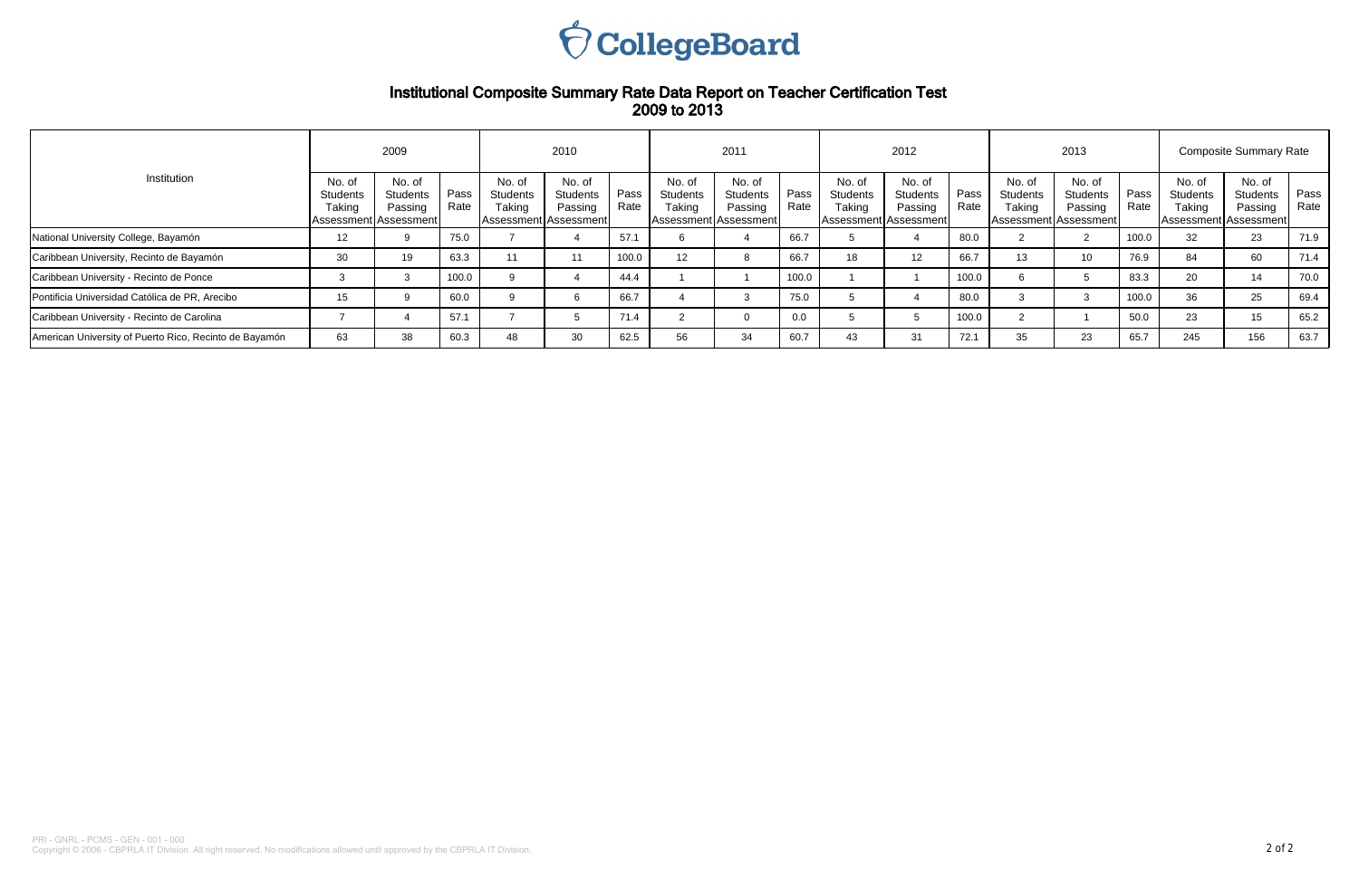CollegeBoard

# Institutional Composite Summary Rate Data Report on Teacher Certification Test
## 2009 to 2013

| Institution | 2009 | | | 2010 | | | 2011 | | | 2012 | | | 2013 | | | Composite Summary Rate | | |
|---|---|---|---|---|---|---|---|---|---|---|---|---|---|---|---|---|---|---|
| | No. of Students Taking Assessment | No. of Students Passing Assessment | Pass Rate | No. of Students Taking Assessment | No. of Students Passing Assessment | Pass Rate | No. of Students Taking Assessment | No. of Students Passing Assessment | Pass Rate | No. of Students Taking Assessment | No. of Students Passing Assessment | Pass Rate | No. of Students Taking Assessment | No. of Students Passing Assessment | Pass Rate | No. of Students Taking Assessment | No. of Students Passing Assessment | Pass Rate |
| National University College, Bayamón | 12 | 9 | 75.0 | 7 | 4 | 57.1 | 6 | 4 | 66.7 | 5 | 4 | 80.0 | 2 | 2 | 100.0 | 32 | 23 | 71.9 |
| Caribbean University, Recinto de Bayamón | 30 | 19 | 63.3 | 11 | 11 | 100.0 | 12 | 8 | 66.7 | 18 | 12 | 66.7 | 13 | 10 | 76.9 | 84 | 60 | 71.4 |
| Caribbean University - Recinto de Ponce | 3 | 3 | 100.0 | 9 | 4 | 44.4 | 1 | 1 | 100.0 | 1 | 1 | 100.0 | 6 | 5 | 83.3 | 20 | 14 | 70.0 |
| Pontificia Universidad Católica de PR, Arecibo | 15 | 9 | 60.0 | 9 | 6 | 66.7 | 4 | 3 | 75.0 | 5 | 4 | 80.0 | 3 | 3 | 100.0 | 36 | 25 | 69.4 |
| Caribbean University - Recinto de Carolina | 7 | 4 | 57.1 | 7 | 5 | 71.4 | 2 | 0 | 0.0 | 5 | 5 | 100.0 | 2 | 1 | 50.0 | 23 | 15 | 65.2 |
| American University of Puerto Rico, Recinto de Bayamón | 63 | 38 | 60.3 | 48 | 30 | 62.5 | 56 | 34 | 60.7 | 43 | 31 | 72.1 | 35 | 23 | 65.7 | 245 | 156 | 63.7 |

PRI - GNRL - PCMS - GEN - 001 - 000
Copyright © 2006 - CBPRLA IT Division. All right reserved. No modifications allowed until approved by the CBPRLA IT Division.